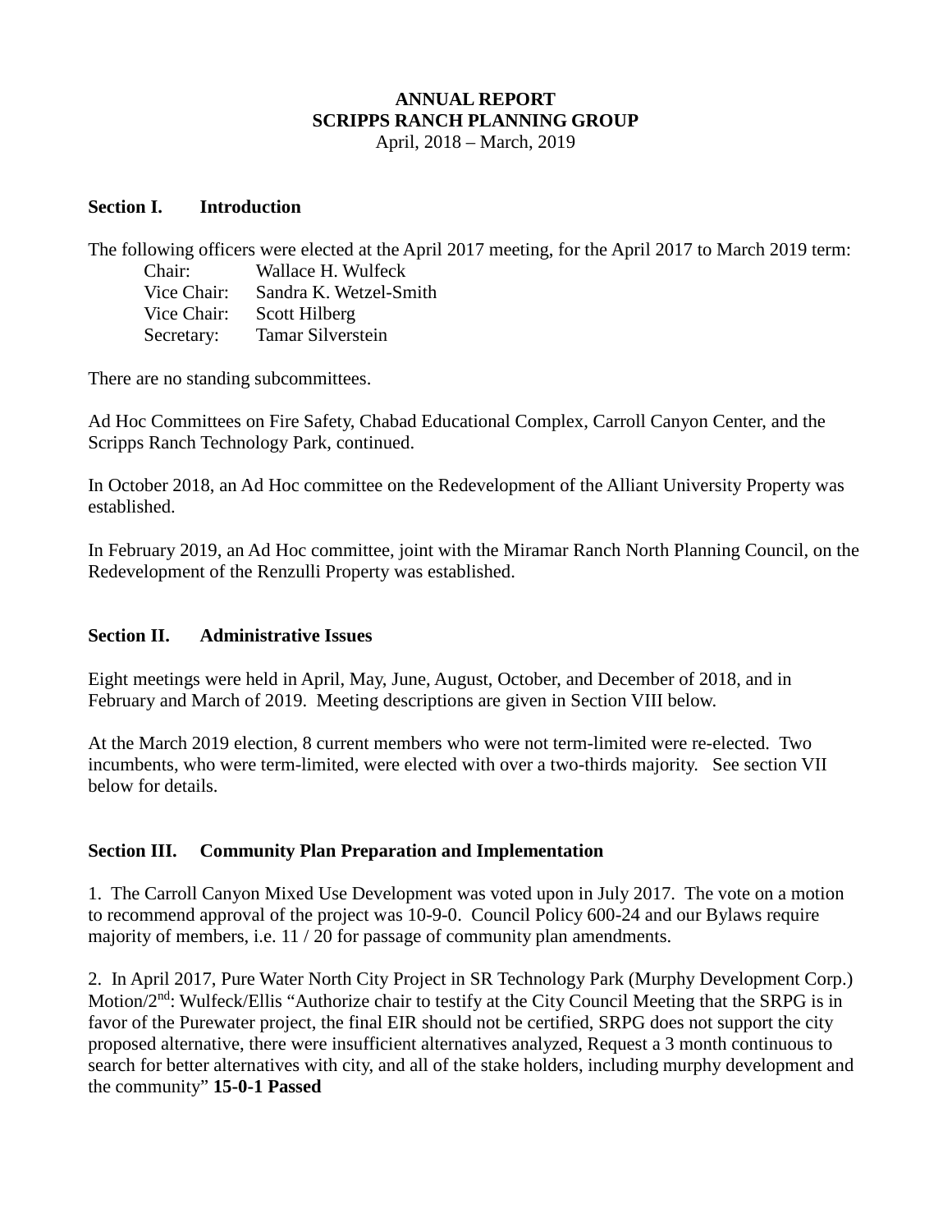**ANNUAL REPORT**
**SCRIPPS RANCH PLANNING GROUP**
April, 2018 – March, 2019

## Section I. Introduction

The following officers were elected at the April 2017 meeting, for the April 2017 to March 2019 term:

Chair: Wallace H. Wulfeck
Vice Chair: Sandra K. Wetzel-Smith
Vice Chair: Scott Hilberg
Secretary: Tamar Silverstein

There are no standing subcommittees.

Ad Hoc Committees on Fire Safety, Chabad Educational Complex, Carroll Canyon Center, and the Scripps Ranch Technology Park, continued.

In October 2018, an Ad Hoc committee on the Redevelopment of the Alliant University Property was established.

In February 2019, an Ad Hoc committee, joint with the Miramar Ranch North Planning Council, on the Redevelopment of the Renzulli Property was established.

## Section II. Administrative Issues

Eight meetings were held in April, May, June, August, October, and December of 2018, and in February and March of 2019. Meeting descriptions are given in Section VIII below.

At the March 2019 election, 8 current members who were not term-limited were re-elected. Two incumbents, who were term-limited, were elected with over a two-thirds majority. See section VII below for details.

## Section III. Community Plan Preparation and Implementation

1. The Carroll Canyon Mixed Use Development was voted upon in July 2017. The vote on a motion to recommend approval of the project was 10-9-0. Council Policy 600-24 and our Bylaws require majority of members, i.e. 11 / 20 for passage of community plan amendments.

2. In April 2017, Pure Water North City Project in SR Technology Park (Murphy Development Corp.) Motion/2nd: Wulfeck/Ellis "Authorize chair to testify at the City Council Meeting that the SRPG is in favor of the Purewater project, the final EIR should not be certified, SRPG does not support the city proposed alternative, there were insufficient alternatives analyzed, Request a 3 month continuous to search for better alternatives with city, and all of the stake holders, including murphy development and the community" **15-0-1 Passed**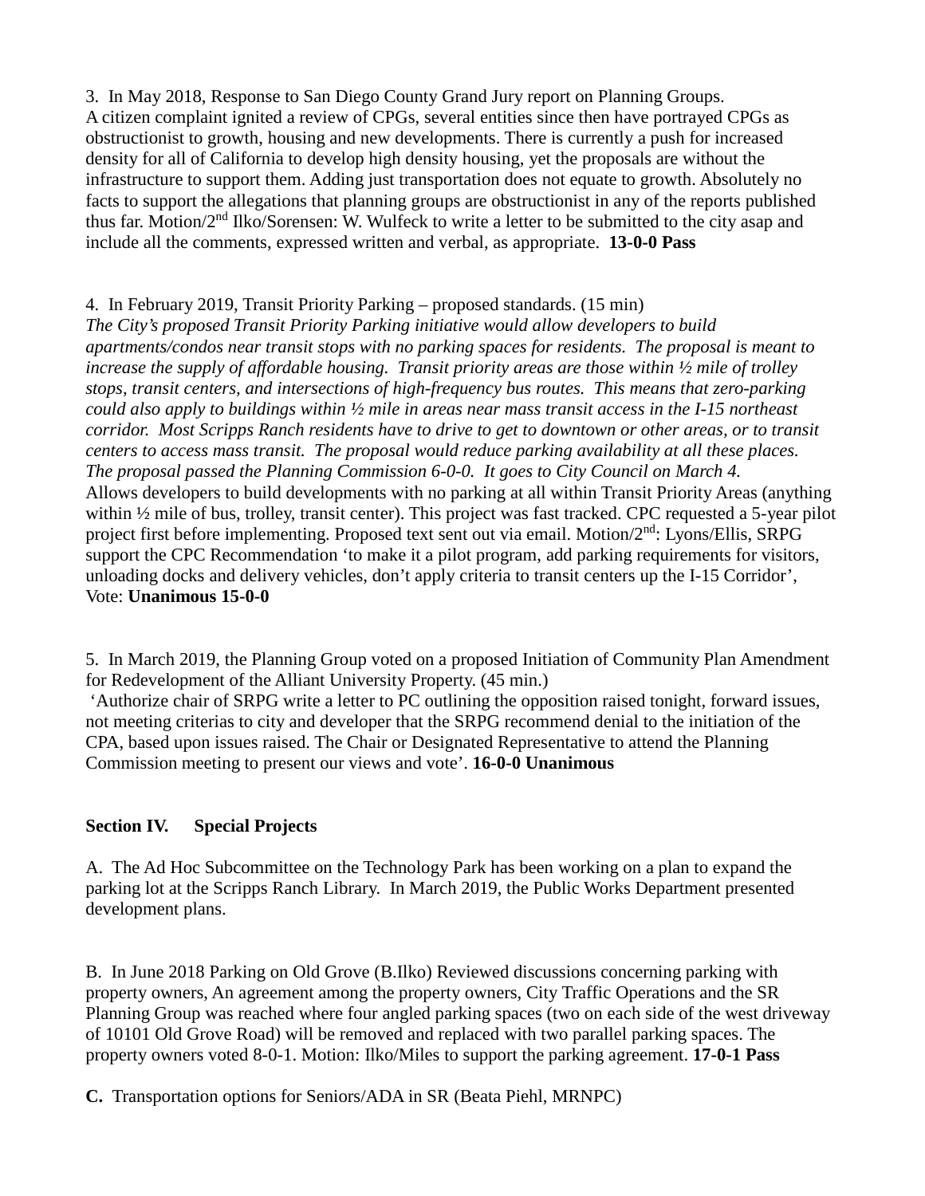3. In May 2018, Response to San Diego County Grand Jury report on Planning Groups.
A citizen complaint ignited a review of CPGs, several entities since then have portrayed CPGs as obstructionist to growth, housing and new developments. There is currently a push for increased density for all of California to develop high density housing, yet the proposals are without the infrastructure to support them. Adding just transportation does not equate to growth. Absolutely no facts to support the allegations that planning groups are obstructionist in any of the reports published thus far. Motion/2nd Ilko/Sorensen: W. Wulfeck to write a letter to be submitted to the city asap and include all the comments, expressed written and verbal, as appropriate. **13-0-0 Pass**

4. In February 2019, Transit Priority Parking – proposed standards. (15 min)
*The City's proposed Transit Priority Parking initiative would allow developers to build apartments/condos near transit stops with no parking spaces for residents. The proposal is meant to increase the supply of affordable housing. Transit priority areas are those within ½ mile of trolley stops, transit centers, and intersections of high-frequency bus routes. This means that zero-parking could also apply to buildings within ½ mile in areas near mass transit access in the I-15 northeast corridor. Most Scripps Ranch residents have to drive to get to downtown or other areas, or to transit centers to access mass transit. The proposal would reduce parking availability at all these places. The proposal passed the Planning Commission 6-0-0. It goes to City Council on March 4.*
Allows developers to build developments with no parking at all within Transit Priority Areas (anything within ½ mile of bus, trolley, transit center). This project was fast tracked. CPC requested a 5-year pilot project first before implementing. Proposed text sent out via email. Motion/2nd: Lyons/Ellis, SRPG support the CPC Recommendation 'to make it a pilot program, add parking requirements for visitors, unloading docks and delivery vehicles, don't apply criteria to transit centers up the I-15 Corridor', Vote: **Unanimous 15-0-0**

5. In March 2019, the Planning Group voted on a proposed Initiation of Community Plan Amendment for Redevelopment of the Alliant University Property. (45 min.)
'Authorize chair of SRPG write a letter to PC outlining the opposition raised tonight, forward issues, not meeting criterias to city and developer that the SRPG recommend denial to the initiation of the CPA, based upon issues raised. The Chair or Designated Representative to attend the Planning Commission meeting to present our views and vote'. **16-0-0 Unanimous**

**Section IV. Special Projects**

A. The Ad Hoc Subcommittee on the Technology Park has been working on a plan to expand the parking lot at the Scripps Ranch Library. In March 2019, the Public Works Department presented development plans.

B. In June 2018 Parking on Old Grove (B.Ilko) Reviewed discussions concerning parking with property owners, An agreement among the property owners, City Traffic Operations and the SR Planning Group was reached where four angled parking spaces (two on each side of the west driveway of 10101 Old Grove Road) will be removed and replaced with two parallel parking spaces. The property owners voted 8-0-1. Motion: Ilko/Miles to support the parking agreement. **17-0-1 Pass**

**C.** Transportation options for Seniors/ADA in SR (Beata Piehl, MRNPC)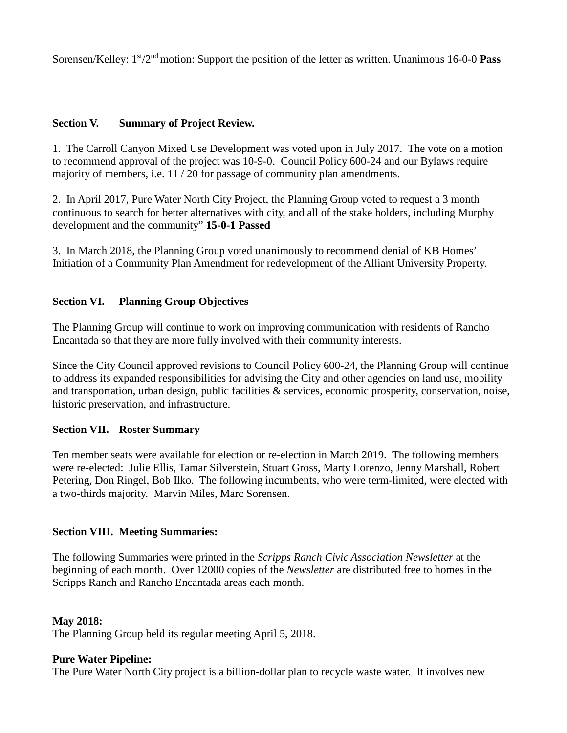Sorensen/Kelley: 1st/2nd motion: Support the position of the letter as written. Unanimous 16-0-0 **Pass**

**Section V. Summary of Project Review.**

1. The Carroll Canyon Mixed Use Development was voted upon in July 2017. The vote on a motion to recommend approval of the project was 10-9-0. Council Policy 600-24 and our Bylaws require majority of members, i.e. 11 / 20 for passage of community plan amendments.

2. In April 2017, Pure Water North City Project, the Planning Group voted to request a 3 month continuous to search for better alternatives with city, and all of the stake holders, including Murphy development and the community" **15-0-1 Passed**

3. In March 2018, the Planning Group voted unanimously to recommend denial of KB Homes' Initiation of a Community Plan Amendment for redevelopment of the Alliant University Property.

**Section VI. Planning Group Objectives**

The Planning Group will continue to work on improving communication with residents of Rancho Encantada so that they are more fully involved with their community interests.

Since the City Council approved revisions to Council Policy 600-24, the Planning Group will continue to address its expanded responsibilities for advising the City and other agencies on land use, mobility and transportation, urban design, public facilities & services, economic prosperity, conservation, noise, historic preservation, and infrastructure.

**Section VII. Roster Summary**

Ten member seats were available for election or re-election in March 2019. The following members were re-elected: Julie Ellis, Tamar Silverstein, Stuart Gross, Marty Lorenzo, Jenny Marshall, Robert Petering, Don Ringel, Bob Ilko. The following incumbents, who were term-limited, were elected with a two-thirds majority. Marvin Miles, Marc Sorensen.

**Section VIII. Meeting Summaries:**

The following Summaries were printed in the *Scripps Ranch Civic Association Newsletter* at the beginning of each month. Over 12000 copies of the *Newsletter* are distributed free to homes in the Scripps Ranch and Rancho Encantada areas each month.

**May 2018:**
The Planning Group held its regular meeting April 5, 2018.

**Pure Water Pipeline:**
The Pure Water North City project is a billion-dollar plan to recycle waste water. It involves new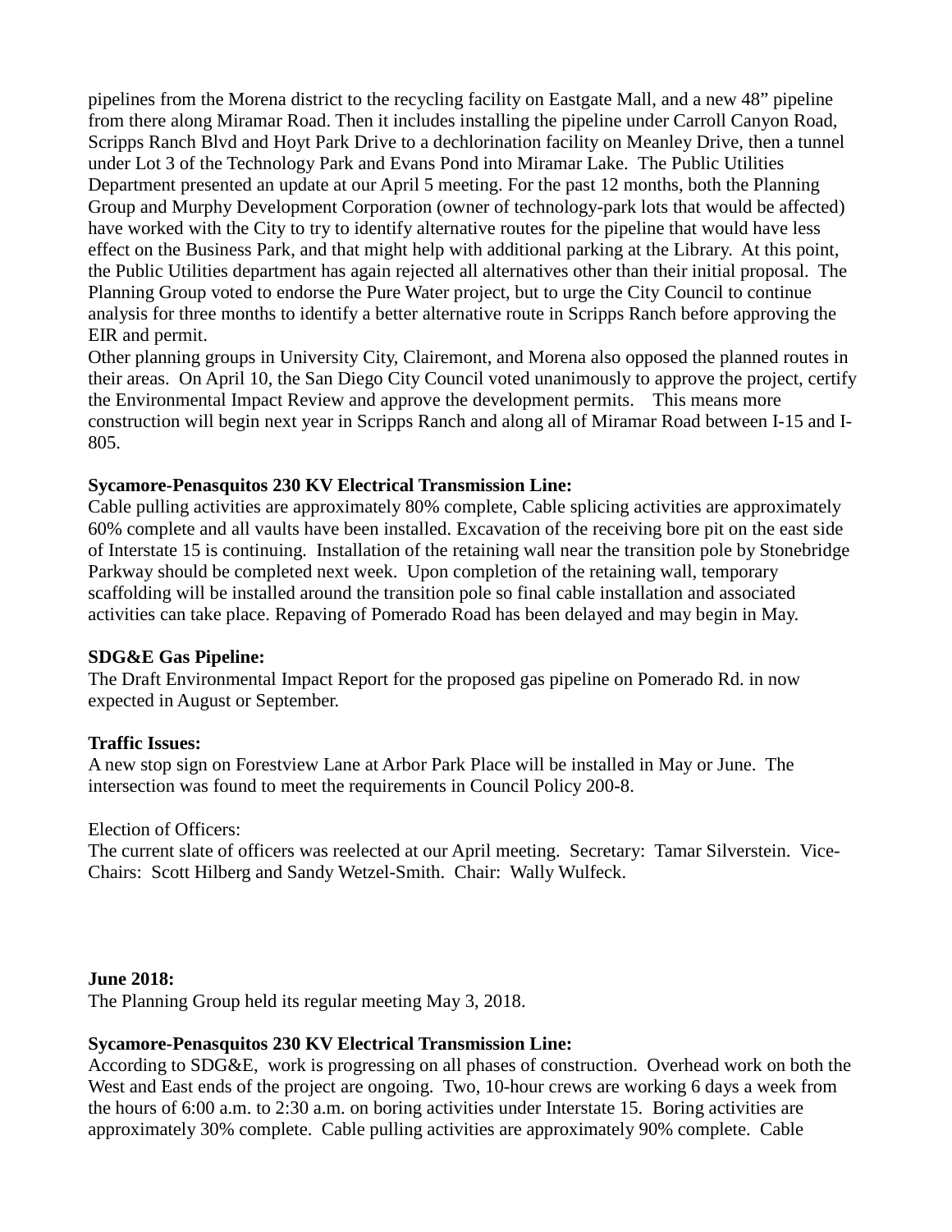pipelines from the Morena district to the recycling facility on Eastgate Mall, and a new 48" pipeline from there along Miramar Road. Then it includes installing the pipeline under Carroll Canyon Road, Scripps Ranch Blvd and Hoyt Park Drive to a dechlorination facility on Meanley Drive, then a tunnel under Lot 3 of the Technology Park and Evans Pond into Miramar Lake. The Public Utilities Department presented an update at our April 5 meeting. For the past 12 months, both the Planning Group and Murphy Development Corporation (owner of technology-park lots that would be affected) have worked with the City to try to identify alternative routes for the pipeline that would have less effect on the Business Park, and that might help with additional parking at the Library. At this point, the Public Utilities department has again rejected all alternatives other than their initial proposal. The Planning Group voted to endorse the Pure Water project, but to urge the City Council to continue analysis for three months to identify a better alternative route in Scripps Ranch before approving the EIR and permit.

Other planning groups in University City, Clairemont, and Morena also opposed the planned routes in their areas. On April 10, the San Diego City Council voted unanimously to approve the project, certify the Environmental Impact Review and approve the development permits. This means more construction will begin next year in Scripps Ranch and along all of Miramar Road between I-15 and I-805.

**Sycamore-Penasquitos 230 KV Electrical Transmission Line:**
Cable pulling activities are approximately 80% complete, Cable splicing activities are approximately 60% complete and all vaults have been installed. Excavation of the receiving bore pit on the east side of Interstate 15 is continuing. Installation of the retaining wall near the transition pole by Stonebridge Parkway should be completed next week. Upon completion of the retaining wall, temporary scaffolding will be installed around the transition pole so final cable installation and associated activities can take place. Repaving of Pomerado Road has been delayed and may begin in May.

**SDG&E Gas Pipeline:**
The Draft Environmental Impact Report for the proposed gas pipeline on Pomerado Rd. in now expected in August or September.

**Traffic Issues:**
A new stop sign on Forestview Lane at Arbor Park Place will be installed in May or June. The intersection was found to meet the requirements in Council Policy 200-8.

Election of Officers:
The current slate of officers was reelected at our April meeting. Secretary: Tamar Silverstein. Vice-Chairs: Scott Hilberg and Sandy Wetzel-Smith. Chair: Wally Wulfeck.

**June 2018:**
The Planning Group held its regular meeting May 3, 2018.

**Sycamore-Penasquitos 230 KV Electrical Transmission Line:**
According to SDG&E, work is progressing on all phases of construction. Overhead work on both the West and East ends of the project are ongoing. Two, 10-hour crews are working 6 days a week from the hours of 6:00 a.m. to 2:30 a.m. on boring activities under Interstate 15. Boring activities are approximately 30% complete. Cable pulling activities are approximately 90% complete. Cable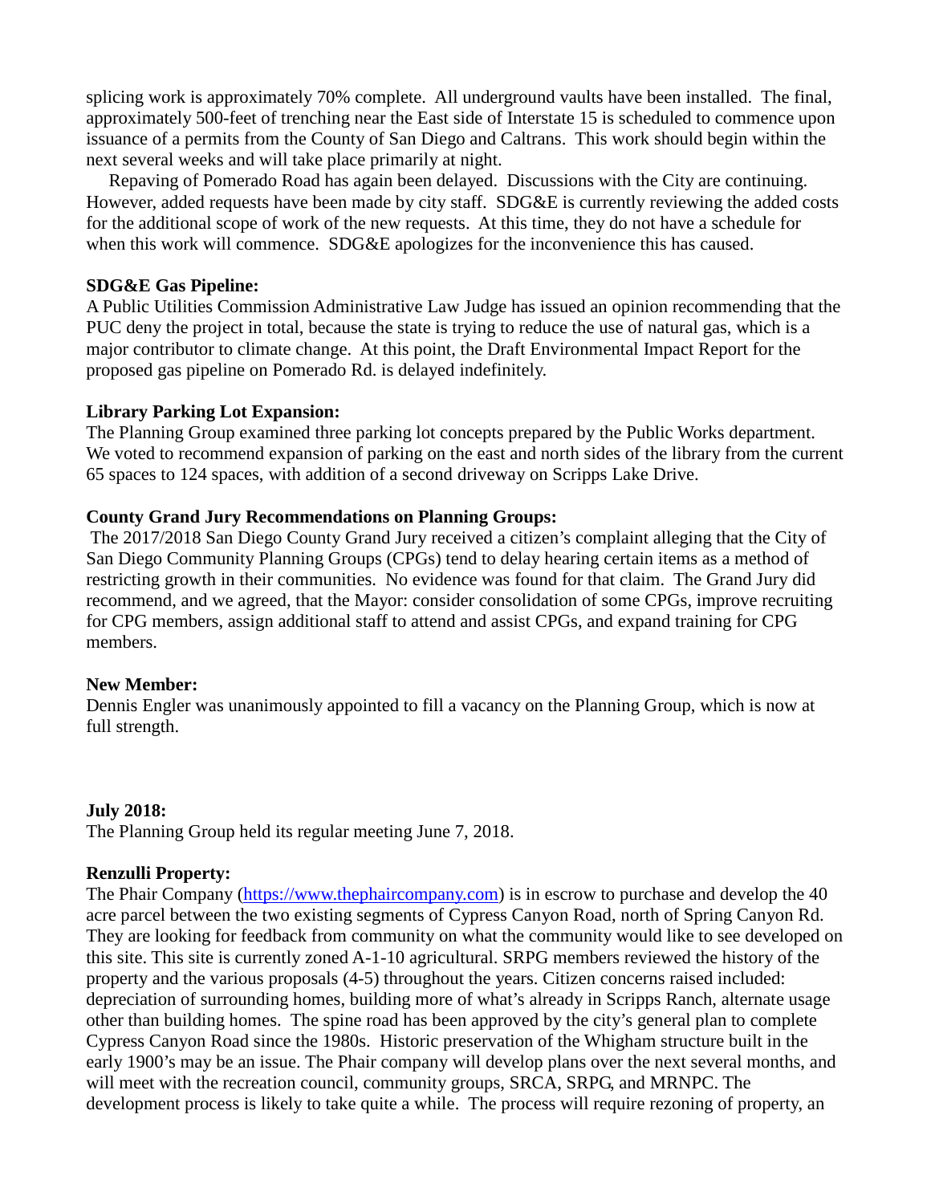splicing work is approximately 70% complete. All underground vaults have been installed. The final, approximately 500-feet of trenching near the East side of Interstate 15 is scheduled to commence upon issuance of a permits from the County of San Diego and Caltrans. This work should begin within the next several weeks and will take place primarily at night.

Repaving of Pomerado Road has again been delayed. Discussions with the City are continuing. However, added requests have been made by city staff. SDG&E is currently reviewing the added costs for the additional scope of work of the new requests. At this time, they do not have a schedule for when this work will commence. SDG&E apologizes for the inconvenience this has caused.

**SDG&E Gas Pipeline:**
A Public Utilities Commission Administrative Law Judge has issued an opinion recommending that the PUC deny the project in total, because the state is trying to reduce the use of natural gas, which is a major contributor to climate change. At this point, the Draft Environmental Impact Report for the proposed gas pipeline on Pomerado Rd. is delayed indefinitely.

**Library Parking Lot Expansion:**
The Planning Group examined three parking lot concepts prepared by the Public Works department. We voted to recommend expansion of parking on the east and north sides of the library from the current 65 spaces to 124 spaces, with addition of a second driveway on Scripps Lake Drive.

**County Grand Jury Recommendations on Planning Groups:**
The 2017/2018 San Diego County Grand Jury received a citizen's complaint alleging that the City of San Diego Community Planning Groups (CPGs) tend to delay hearing certain items as a method of restricting growth in their communities. No evidence was found for that claim. The Grand Jury did recommend, and we agreed, that the Mayor: consider consolidation of some CPGs, improve recruiting for CPG members, assign additional staff to attend and assist CPGs, and expand training for CPG members.

**New Member:**
Dennis Engler was unanimously appointed to fill a vacancy on the Planning Group, which is now at full strength.

**July 2018:**
The Planning Group held its regular meeting June 7, 2018.

**Renzulli Property:**
The Phair Company (https://www.thephaircompany.com) is in escrow to purchase and develop the 40 acre parcel between the two existing segments of Cypress Canyon Road, north of Spring Canyon Rd. They are looking for feedback from community on what the community would like to see developed on this site. This site is currently zoned A-1-10 agricultural. SRPG members reviewed the history of the property and the various proposals (4-5) throughout the years. Citizen concerns raised included: depreciation of surrounding homes, building more of what's already in Scripps Ranch, alternate usage other than building homes. The spine road has been approved by the city's general plan to complete Cypress Canyon Road since the 1980s. Historic preservation of the Whigham structure built in the early 1900's may be an issue. The Phair company will develop plans over the next several months, and will meet with the recreation council, community groups, SRCA, SRPG, and MRNPC. The development process is likely to take quite a while. The process will require rezoning of property, an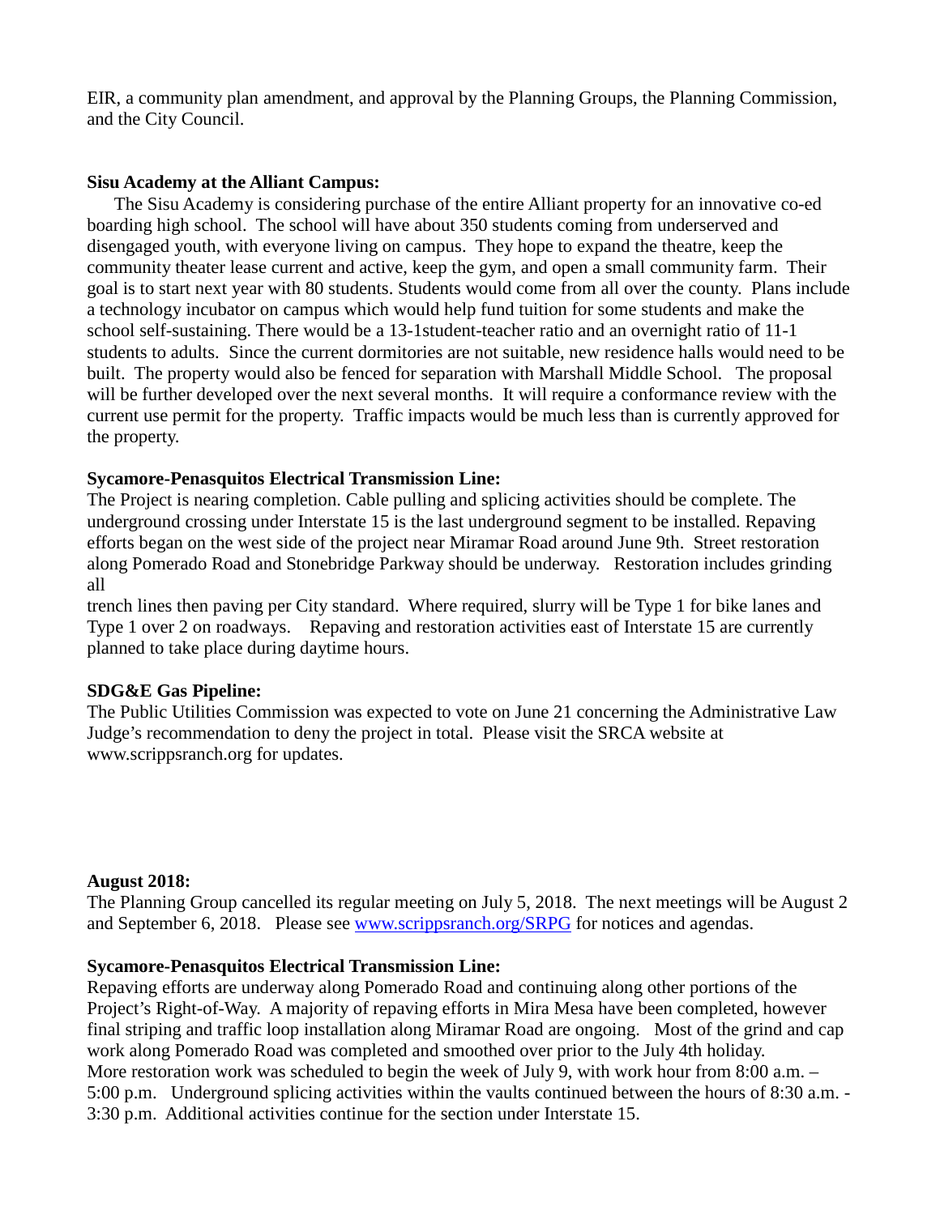EIR, a community plan amendment, and approval by the Planning Groups, the Planning Commission, and the City Council.

**Sisu Academy at the Alliant Campus:**

The Sisu Academy is considering purchase of the entire Alliant property for an innovative co-ed boarding high school. The school will have about 350 students coming from underserved and disengaged youth, with everyone living on campus. They hope to expand the theatre, keep the community theater lease current and active, keep the gym, and open a small community farm. Their goal is to start next year with 80 students. Students would come from all over the county. Plans include a technology incubator on campus which would help fund tuition for some students and make the school self-sustaining. There would be a 13-1student-teacher ratio and an overnight ratio of 11-1 students to adults. Since the current dormitories are not suitable, new residence halls would need to be built. The property would also be fenced for separation with Marshall Middle School. The proposal will be further developed over the next several months. It will require a conformance review with the current use permit for the property. Traffic impacts would be much less than is currently approved for the property.

**Sycamore-Penasquitos Electrical Transmission Line:**

The Project is nearing completion. Cable pulling and splicing activities should be complete. The underground crossing under Interstate 15 is the last underground segment to be installed. Repaving efforts began on the west side of the project near Miramar Road around June 9th. Street restoration along Pomerado Road and Stonebridge Parkway should be underway. Restoration includes grinding all trench lines then paving per City standard. Where required, slurry will be Type 1 for bike lanes and Type 1 over 2 on roadways. Repaving and restoration activities east of Interstate 15 are currently planned to take place during daytime hours.

**SDG&E Gas Pipeline:**

The Public Utilities Commission was expected to vote on June 21 concerning the Administrative Law Judge's recommendation to deny the project in total. Please visit the SRCA website at www.scrippsranch.org for updates.

**August 2018:**

The Planning Group cancelled its regular meeting on July 5, 2018. The next meetings will be August 2 and September 6, 2018. Please see [www.scrippsranch.org/SRPG](www.scrippsranch.org/SRPG) for notices and agendas.

**Sycamore-Penasquitos Electrical Transmission Line:**

Repaving efforts are underway along Pomerado Road and continuing along other portions of the Project's Right-of-Way. A majority of repaving efforts in Mira Mesa have been completed, however final striping and traffic loop installation along Miramar Road are ongoing. Most of the grind and cap work along Pomerado Road was completed and smoothed over prior to the July 4th holiday. More restoration work was scheduled to begin the week of July 9, with work hour from 8:00 a.m. – 5:00 p.m. Underground splicing activities within the vaults continued between the hours of 8:30 a.m. - 3:30 p.m. Additional activities continue for the section under Interstate 15.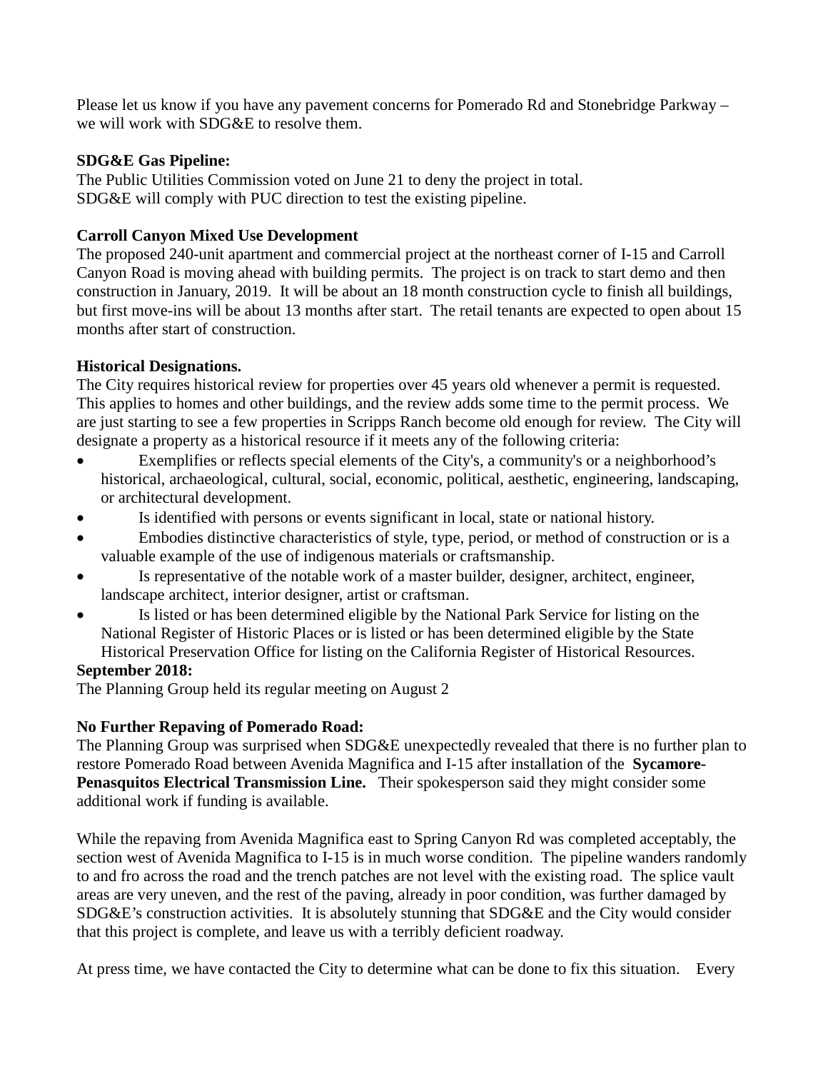Please let us know if you have any pavement concerns for Pomerado Rd and Stonebridge Parkway – we will work with SDG&E to resolve them.

**SDG&E Gas Pipeline:**
The Public Utilities Commission voted on June 21 to deny the project in total.
SDG&E will comply with PUC direction to test the existing pipeline.

**Carroll Canyon Mixed Use Development**
The proposed 240-unit apartment and commercial project at the northeast corner of I-15 and Carroll Canyon Road is moving ahead with building permits. The project is on track to start demo and then construction in January, 2019. It will be about an 18 month construction cycle to finish all buildings, but first move-ins will be about 13 months after start. The retail tenants are expected to open about 15 months after start of construction.

**Historical Designations.**
The City requires historical review for properties over 45 years old whenever a permit is requested. This applies to homes and other buildings, and the review adds some time to the permit process. We are just starting to see a few properties in Scripps Ranch become old enough for review. The City will designate a property as a historical resource if it meets any of the following criteria:

- Exemplifies or reflects special elements of the City's, a community's or a neighborhood's historical, archaeological, cultural, social, economic, political, aesthetic, engineering, landscaping, or architectural development.
- Is identified with persons or events significant in local, state or national history.
- Embodies distinctive characteristics of style, type, period, or method of construction or is a valuable example of the use of indigenous materials or craftsmanship.
- Is representative of the notable work of a master builder, designer, architect, engineer, landscape architect, interior designer, artist or craftsman.
- Is listed or has been determined eligible by the National Park Service for listing on the National Register of Historic Places or is listed or has been determined eligible by the State Historical Preservation Office for listing on the California Register of Historical Resources.

**September 2018:**
The Planning Group held its regular meeting on August 2

**No Further Repaving of Pomerado Road:**
The Planning Group was surprised when SDG&E unexpectedly revealed that there is no further plan to restore Pomerado Road between Avenida Magnifica and I-15 after installation of the **Sycamore-Penasquitos Electrical Transmission Line.** Their spokesperson said they might consider some additional work if funding is available.

While the repaving from Avenida Magnifica east to Spring Canyon Rd was completed acceptably, the section west of Avenida Magnifica to I-15 is in much worse condition. The pipeline wanders randomly to and fro across the road and the trench patches are not level with the existing road. The splice vault areas are very uneven, and the rest of the paving, already in poor condition, was further damaged by SDG&E's construction activities. It is absolutely stunning that SDG&E and the City would consider that this project is complete, and leave us with a terribly deficient roadway.

At press time, we have contacted the City to determine what can be done to fix this situation. Every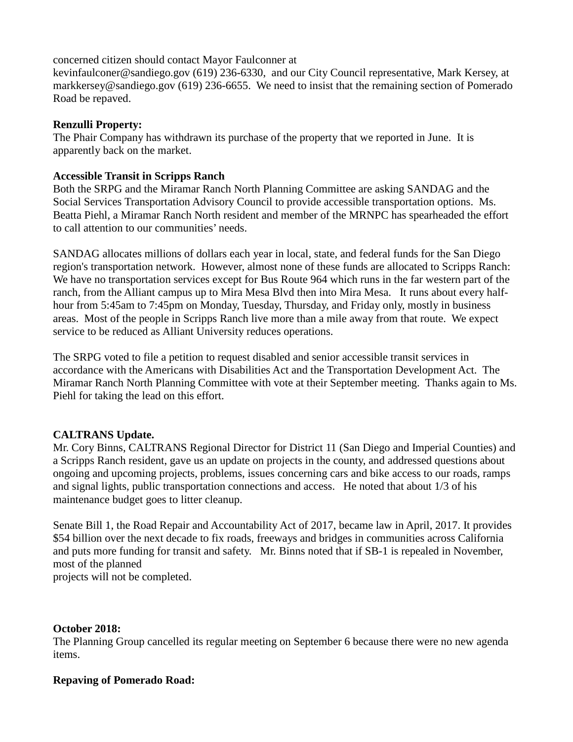concerned citizen should contact Mayor Faulconner at kevinfaulconer@sandiego.gov (619) 236-6330, and our City Council representative, Mark Kersey, at markkersey@sandiego.gov (619) 236-6655. We need to insist that the remaining section of Pomerado Road be repaved.

**Renzulli Property:**
The Phair Company has withdrawn its purchase of the property that we reported in June. It is apparently back on the market.

**Accessible Transit in Scripps Ranch**
Both the SRPG and the Miramar Ranch North Planning Committee are asking SANDAG and the Social Services Transportation Advisory Council to provide accessible transportation options. Ms. Beatta Piehl, a Miramar Ranch North resident and member of the MRNPC has spearheaded the effort to call attention to our communities' needs.

SANDAG allocates millions of dollars each year in local, state, and federal funds for the San Diego region's transportation network. However, almost none of these funds are allocated to Scripps Ranch: We have no transportation services except for Bus Route 964 which runs in the far western part of the ranch, from the Alliant campus up to Mira Mesa Blvd then into Mira Mesa. It runs about every half-hour from 5:45am to 7:45pm on Monday, Tuesday, Thursday, and Friday only, mostly in business areas. Most of the people in Scripps Ranch live more than a mile away from that route. We expect service to be reduced as Alliant University reduces operations.

The SRPG voted to file a petition to request disabled and senior accessible transit services in accordance with the Americans with Disabilities Act and the Transportation Development Act. The Miramar Ranch North Planning Committee with vote at their September meeting. Thanks again to Ms. Piehl for taking the lead on this effort.

**CALTRANS Update.**
Mr. Cory Binns, CALTRANS Regional Director for District 11 (San Diego and Imperial Counties) and a Scripps Ranch resident, gave us an update on projects in the county, and addressed questions about ongoing and upcoming projects, problems, issues concerning cars and bike access to our roads, ramps and signal lights, public transportation connections and access. He noted that about 1/3 of his maintenance budget goes to litter cleanup.

Senate Bill 1, the Road Repair and Accountability Act of 2017, became law in April, 2017. It provides $54 billion over the next decade to fix roads, freeways and bridges in communities across California and puts more funding for transit and safety. Mr. Binns noted that if SB-1 is repealed in November, most of the planned projects will not be completed.

**October 2018:**
The Planning Group cancelled its regular meeting on September 6 because there were no new agenda items.

**Repaving of Pomerado Road:**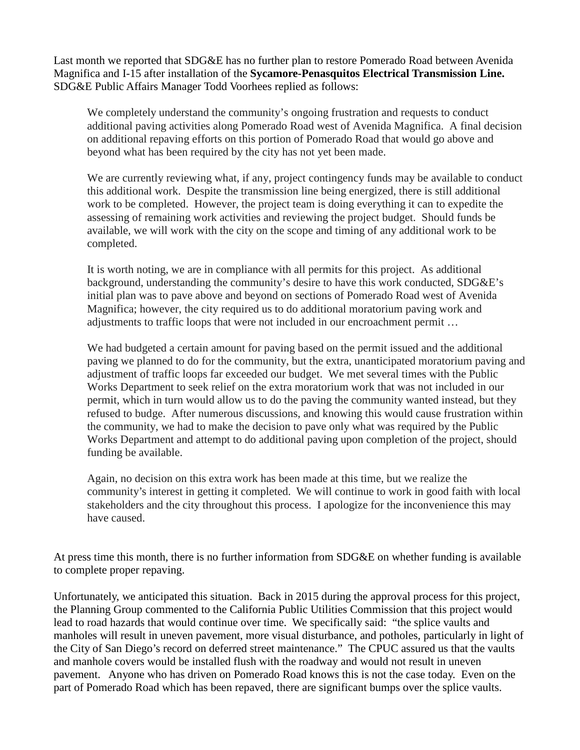Last month we reported that SDG&E has no further plan to restore Pomerado Road between Avenida Magnifica and I-15 after installation of the **Sycamore-Penasquitos Electrical Transmission Line.** SDG&E Public Affairs Manager Todd Voorhees replied as follows:

> We completely understand the community's ongoing frustration and requests to conduct additional paving activities along Pomerado Road west of Avenida Magnifica. A final decision on additional repaving efforts on this portion of Pomerado Road that would go above and beyond what has been required by the city has not yet been made.
>
> We are currently reviewing what, if any, project contingency funds may be available to conduct this additional work. Despite the transmission line being energized, there is still additional work to be completed. However, the project team is doing everything it can to expedite the assessing of remaining work activities and reviewing the project budget. Should funds be available, we will work with the city on the scope and timing of any additional work to be completed.
>
> It is worth noting, we are in compliance with all permits for this project. As additional background, understanding the community's desire to have this work conducted, SDG&E's initial plan was to pave above and beyond on sections of Pomerado Road west of Avenida Magnifica; however, the city required us to do additional moratorium paving work and adjustments to traffic loops that were not included in our encroachment permit …
>
> We had budgeted a certain amount for paving based on the permit issued and the additional paving we planned to do for the community, but the extra, unanticipated moratorium paving and adjustment of traffic loops far exceeded our budget. We met several times with the Public Works Department to seek relief on the extra moratorium work that was not included in our permit, which in turn would allow us to do the paving the community wanted instead, but they refused to budge. After numerous discussions, and knowing this would cause frustration within the community, we had to make the decision to pave only what was required by the Public Works Department and attempt to do additional paving upon completion of the project, should funding be available.
>
> Again, no decision on this extra work has been made at this time, but we realize the community's interest in getting it completed. We will continue to work in good faith with local stakeholders and the city throughout this process. I apologize for the inconvenience this may have caused.

At press time this month, there is no further information from SDG&E on whether funding is available to complete proper repaving.

Unfortunately, we anticipated this situation. Back in 2015 during the approval process for this project, the Planning Group commented to the California Public Utilities Commission that this project would lead to road hazards that would continue over time. We specifically said: "the splice vaults and manholes will result in uneven pavement, more visual disturbance, and potholes, particularly in light of the City of San Diego's record on deferred street maintenance." The CPUC assured us that the vaults and manhole covers would be installed flush with the roadway and would not result in uneven pavement. Anyone who has driven on Pomerado Road knows this is not the case today. Even on the part of Pomerado Road which has been repaved, there are significant bumps over the splice vaults.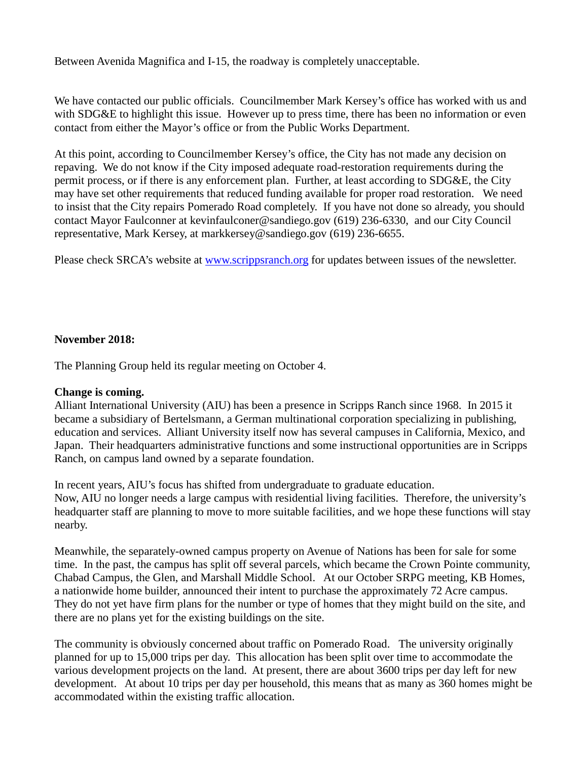Between Avenida Magnifica and I-15, the roadway is completely unacceptable.

We have contacted our public officials. Councilmember Mark Kersey's office has worked with us and with SDG&E to highlight this issue. However up to press time, there has been no information or even contact from either the Mayor's office or from the Public Works Department.

At this point, according to Councilmember Kersey's office, the City has not made any decision on repaving. We do not know if the City imposed adequate road-restoration requirements during the permit process, or if there is any enforcement plan. Further, at least according to SDG&E, the City may have set other requirements that reduced funding available for proper road restoration. We need to insist that the City repairs Pomerado Road completely. If you have not done so already, you should contact Mayor Faulconner at kevinfaulconer@sandiego.gov (619) 236-6330, and our City Council representative, Mark Kersey, at markkersey@sandiego.gov (619) 236-6655.

Please check SRCA's website at [www.scrippsranch.org](www.scrippsranch.org) for updates between issues of the newsletter.

**November 2018:**

The Planning Group held its regular meeting on October 4.

**Change is coming.**

Alliant International University (AIU) has been a presence in Scripps Ranch since 1968. In 2015 it became a subsidiary of Bertelsmann, a German multinational corporation specializing in publishing, education and services. Alliant University itself now has several campuses in California, Mexico, and Japan. Their headquarters administrative functions and some instructional opportunities are in Scripps Ranch, on campus land owned by a separate foundation.

In recent years, AIU's focus has shifted from undergraduate to graduate education.
Now, AIU no longer needs a large campus with residential living facilities. Therefore, the university's headquarter staff are planning to move to more suitable facilities, and we hope these functions will stay nearby.

Meanwhile, the separately-owned campus property on Avenue of Nations has been for sale for some time. In the past, the campus has split off several parcels, which became the Crown Pointe community, Chabad Campus, the Glen, and Marshall Middle School. At our October SRPG meeting, KB Homes, a nationwide home builder, announced their intent to purchase the approximately 72 Acre campus. They do not yet have firm plans for the number or type of homes that they might build on the site, and there are no plans yet for the existing buildings on the site.

The community is obviously concerned about traffic on Pomerado Road. The university originally planned for up to 15,000 trips per day. This allocation has been split over time to accommodate the various development projects on the land. At present, there are about 3600 trips per day left for new development. At about 10 trips per day per household, this means that as many as 360 homes might be accommodated within the existing traffic allocation.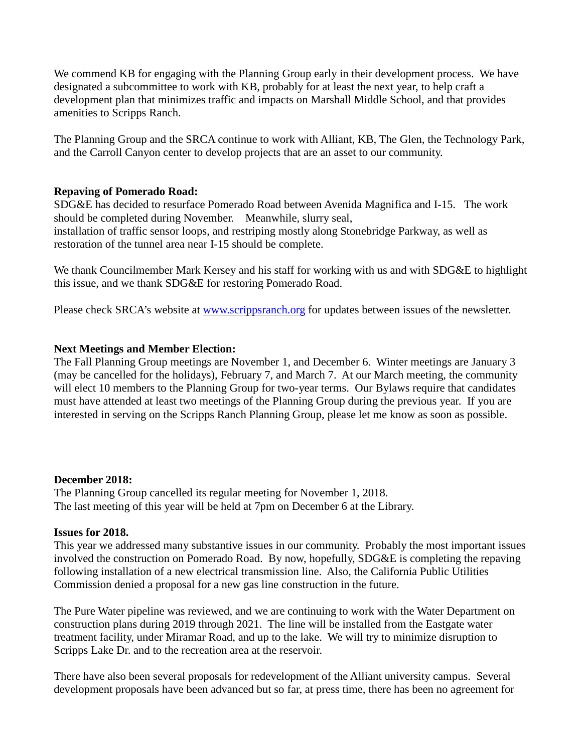We commend KB for engaging with the Planning Group early in their development process. We have designated a subcommittee to work with KB, probably for at least the next year, to help craft a development plan that minimizes traffic and impacts on Marshall Middle School, and that provides amenities to Scripps Ranch.

The Planning Group and the SRCA continue to work with Alliant, KB, The Glen, the Technology Park, and the Carroll Canyon center to develop projects that are an asset to our community.

**Repaving of Pomerado Road:**
SDG&E has decided to resurface Pomerado Road between Avenida Magnifica and I-15. The work should be completed during November. Meanwhile, slurry seal, installation of traffic sensor loops, and restriping mostly along Stonebridge Parkway, as well as restoration of the tunnel area near I-15 should be complete.

We thank Councilmember Mark Kersey and his staff for working with us and with SDG&E to highlight this issue, and we thank SDG&E for restoring Pomerado Road.

Please check SRCA's website at [www.scrippsranch.org](http://www.scrippsranch.org) for updates between issues of the newsletter.

**Next Meetings and Member Election:**
The Fall Planning Group meetings are November 1, and December 6. Winter meetings are January 3 (may be cancelled for the holidays), February 7, and March 7. At our March meeting, the community will elect 10 members to the Planning Group for two-year terms. Our Bylaws require that candidates must have attended at least two meetings of the Planning Group during the previous year. If you are interested in serving on the Scripps Ranch Planning Group, please let me know as soon as possible.

**December 2018:**
The Planning Group cancelled its regular meeting for November 1, 2018.
The last meeting of this year will be held at 7pm on December 6 at the Library.

**Issues for 2018.**
This year we addressed many substantive issues in our community. Probably the most important issues involved the construction on Pomerado Road. By now, hopefully, SDG&E is completing the repaving following installation of a new electrical transmission line. Also, the California Public Utilities Commission denied a proposal for a new gas line construction in the future.

The Pure Water pipeline was reviewed, and we are continuing to work with the Water Department on construction plans during 2019 through 2021. The line will be installed from the Eastgate water treatment facility, under Miramar Road, and up to the lake. We will try to minimize disruption to Scripps Lake Dr. and to the recreation area at the reservoir.

There have also been several proposals for redevelopment of the Alliant university campus. Several development proposals have been advanced but so far, at press time, there has been no agreement for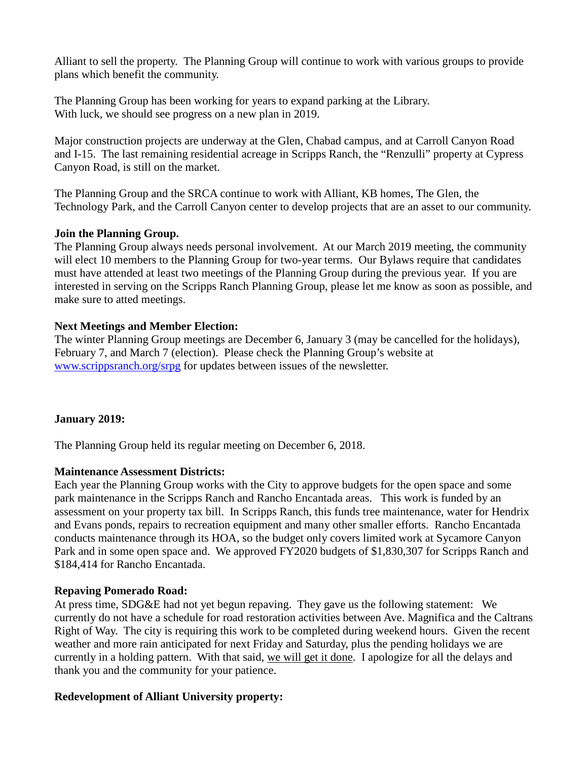Alliant to sell the property. The Planning Group will continue to work with various groups to provide plans which benefit the community.

The Planning Group has been working for years to expand parking at the Library. With luck, we should see progress on a new plan in 2019.

Major construction projects are underway at the Glen, Chabad campus, and at Carroll Canyon Road and I-15. The last remaining residential acreage in Scripps Ranch, the "Renzulli" property at Cypress Canyon Road, is still on the market.

The Planning Group and the SRCA continue to work with Alliant, KB homes, The Glen, the Technology Park, and the Carroll Canyon center to develop projects that are an asset to our community.

**Join the Planning Group.**
The Planning Group always needs personal involvement. At our March 2019 meeting, the community will elect 10 members to the Planning Group for two-year terms. Our Bylaws require that candidates must have attended at least two meetings of the Planning Group during the previous year. If you are interested in serving on the Scripps Ranch Planning Group, please let me know as soon as possible, and make sure to atted meetings.

**Next Meetings and Member Election:**
The winter Planning Group meetings are December 6, January 3 (may be cancelled for the holidays), February 7, and March 7 (election). Please check the Planning Group's website at [www.scrippsranch.org/srpg](www.scrippsranch.org/srpg) for updates between issues of the newsletter.

**January 2019:**

The Planning Group held its regular meeting on December 6, 2018.

**Maintenance Assessment Districts:**
Each year the Planning Group works with the City to approve budgets for the open space and some park maintenance in the Scripps Ranch and Rancho Encantada areas. This work is funded by an assessment on your property tax bill. In Scripps Ranch, this funds tree maintenance, water for Hendrix and Evans ponds, repairs to recreation equipment and many other smaller efforts. Rancho Encantada conducts maintenance through its HOA, so the budget only covers limited work at Sycamore Canyon Park and in some open space and. We approved FY2020 budgets of $1,830,307 for Scripps Ranch and $184,414 for Rancho Encantada.

**Repaving Pomerado Road:**
At press time, SDG&E had not yet begun repaving. They gave us the following statement: We currently do not have a schedule for road restoration activities between Ave. Magnifica and the Caltrans Right of Way. The city is requiring this work to be completed during weekend hours. Given the recent weather and more rain anticipated for next Friday and Saturday, plus the pending holidays we are currently in a holding pattern. With that said, <u>we will get it done</u>. I apologize for all the delays and thank you and the community for your patience.

**Redevelopment of Alliant University property:**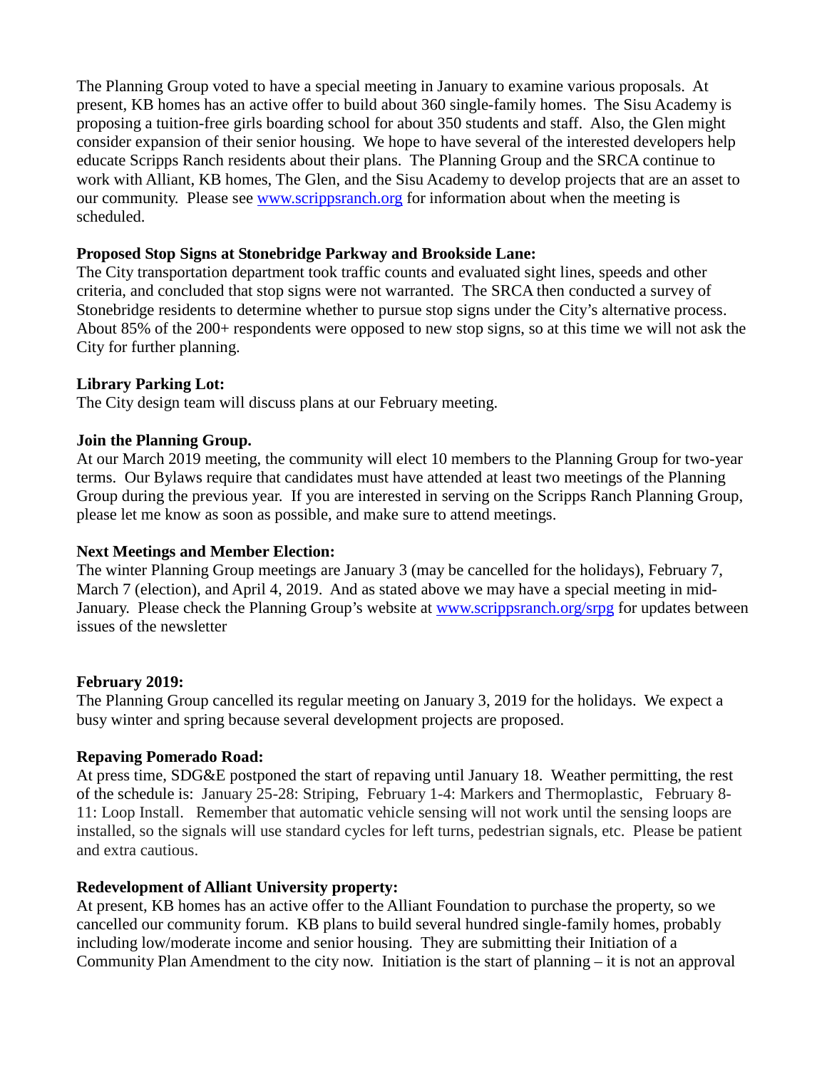The Planning Group voted to have a special meeting in January to examine various proposals. At present, KB homes has an active offer to build about 360 single-family homes. The Sisu Academy is proposing a tuition-free girls boarding school for about 350 students and staff. Also, the Glen might consider expansion of their senior housing. We hope to have several of the interested developers help educate Scripps Ranch residents about their plans. The Planning Group and the SRCA continue to work with Alliant, KB homes, The Glen, and the Sisu Academy to develop projects that are an asset to our community. Please see [www.scrippsranch.org](www.scrippsranch.org) for information about when the meeting is scheduled.

**Proposed Stop Signs at Stonebridge Parkway and Brookside Lane:**
The City transportation department took traffic counts and evaluated sight lines, speeds and other criteria, and concluded that stop signs were not warranted. The SRCA then conducted a survey of Stonebridge residents to determine whether to pursue stop signs under the City's alternative process. About 85% of the 200+ respondents were opposed to new stop signs, so at this time we will not ask the City for further planning.

**Library Parking Lot:**
The City design team will discuss plans at our February meeting.

**Join the Planning Group.**
At our March 2019 meeting, the community will elect 10 members to the Planning Group for two-year terms. Our Bylaws require that candidates must have attended at least two meetings of the Planning Group during the previous year. If you are interested in serving on the Scripps Ranch Planning Group, please let me know as soon as possible, and make sure to attend meetings.

**Next Meetings and Member Election:**
The winter Planning Group meetings are January 3 (may be cancelled for the holidays), February 7, March 7 (election), and April 4, 2019. And as stated above we may have a special meeting in mid-January. Please check the Planning Group's website at [www.scrippsranch.org/srpg](www.scrippsranch.org/srpg) for updates between issues of the newsletter

**February 2019:**
The Planning Group cancelled its regular meeting on January 3, 2019 for the holidays. We expect a busy winter and spring because several development projects are proposed.

**Repaving Pomerado Road:**
At press time, SDG&E postponed the start of repaving until January 18. Weather permitting, the rest of the schedule is: January 25-28: Striping, February 1-4: Markers and Thermoplastic, February 8-11: Loop Install. Remember that automatic vehicle sensing will not work until the sensing loops are installed, so the signals will use standard cycles for left turns, pedestrian signals, etc. Please be patient and extra cautious.

**Redevelopment of Alliant University property:**
At present, KB homes has an active offer to the Alliant Foundation to purchase the property, so we cancelled our community forum. KB plans to build several hundred single-family homes, probably including low/moderate income and senior housing. They are submitting their Initiation of a Community Plan Amendment to the city now. Initiation is the start of planning – it is not an approval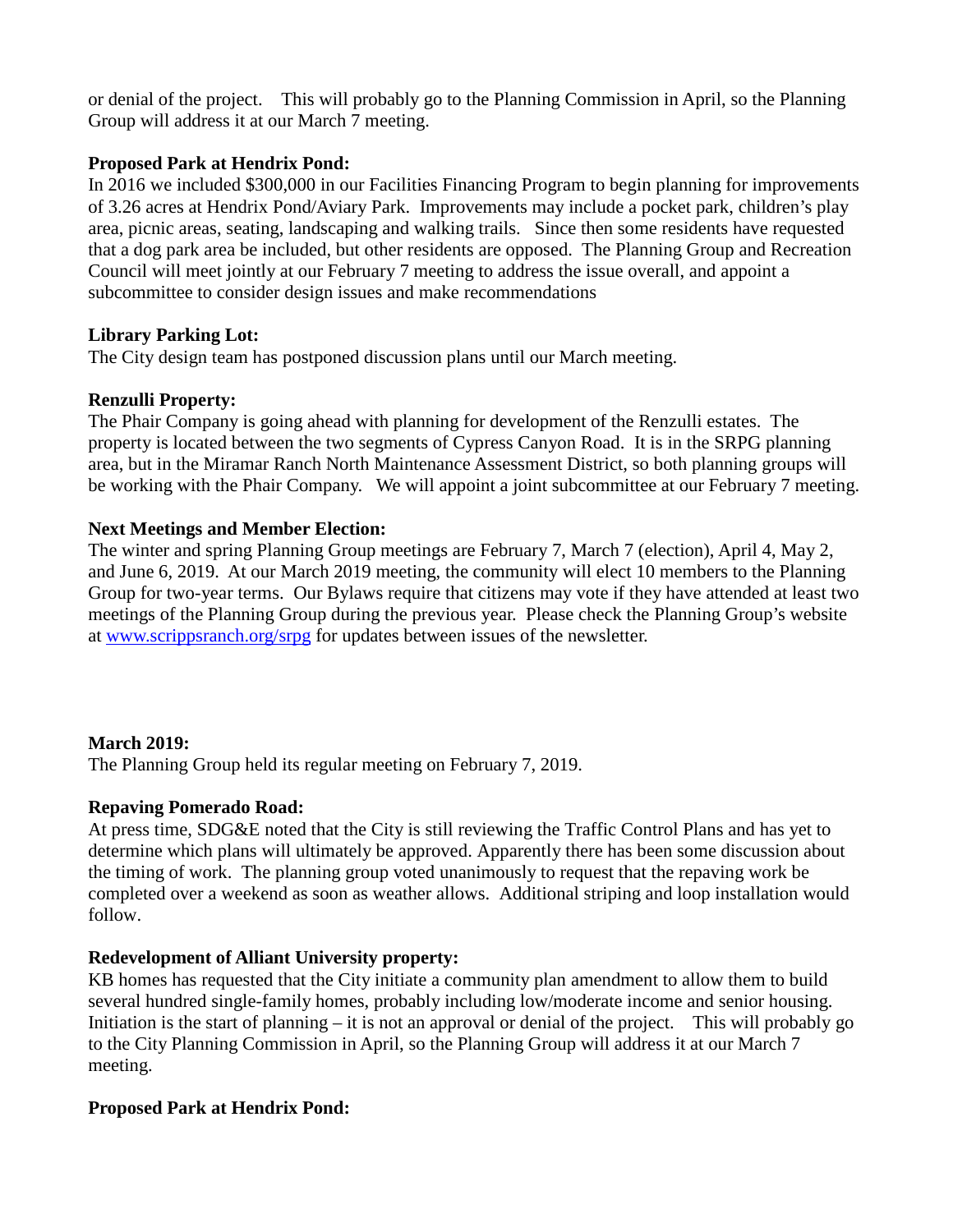or denial of the project. This will probably go to the Planning Commission in April, so the Planning Group will address it at our March 7 meeting.

**Proposed Park at Hendrix Pond:**
In 2016 we included $300,000 in our Facilities Financing Program to begin planning for improvements of 3.26 acres at Hendrix Pond/Aviary Park. Improvements may include a pocket park, children's play area, picnic areas, seating, landscaping and walking trails. Since then some residents have requested that a dog park area be included, but other residents are opposed. The Planning Group and Recreation Council will meet jointly at our February 7 meeting to address the issue overall, and appoint a subcommittee to consider design issues and make recommendations

**Library Parking Lot:**
The City design team has postponed discussion plans until our March meeting.

**Renzulli Property:**
The Phair Company is going ahead with planning for development of the Renzulli estates. The property is located between the two segments of Cypress Canyon Road. It is in the SRPG planning area, but in the Miramar Ranch North Maintenance Assessment District, so both planning groups will be working with the Phair Company. We will appoint a joint subcommittee at our February 7 meeting.

**Next Meetings and Member Election:**
The winter and spring Planning Group meetings are February 7, March 7 (election), April 4, May 2, and June 6, 2019. At our March 2019 meeting, the community will elect 10 members to the Planning Group for two-year terms. Our Bylaws require that citizens may vote if they have attended at least two meetings of the Planning Group during the previous year. Please check the Planning Group's website at [www.scrippsranch.org/srpg](www.scrippsranch.org/srpg) for updates between issues of the newsletter.

**March 2019:**
The Planning Group held its regular meeting on February 7, 2019.

**Repaving Pomerado Road:**
At press time, SDG&E noted that the City is still reviewing the Traffic Control Plans and has yet to determine which plans will ultimately be approved. Apparently there has been some discussion about the timing of work. The planning group voted unanimously to request that the repaving work be completed over a weekend as soon as weather allows. Additional striping and loop installation would follow.

**Redevelopment of Alliant University property:**
KB homes has requested that the City initiate a community plan amendment to allow them to build several hundred single-family homes, probably including low/moderate income and senior housing. Initiation is the start of planning – it is not an approval or denial of the project. This will probably go to the City Planning Commission in April, so the Planning Group will address it at our March 7 meeting.

**Proposed Park at Hendrix Pond:**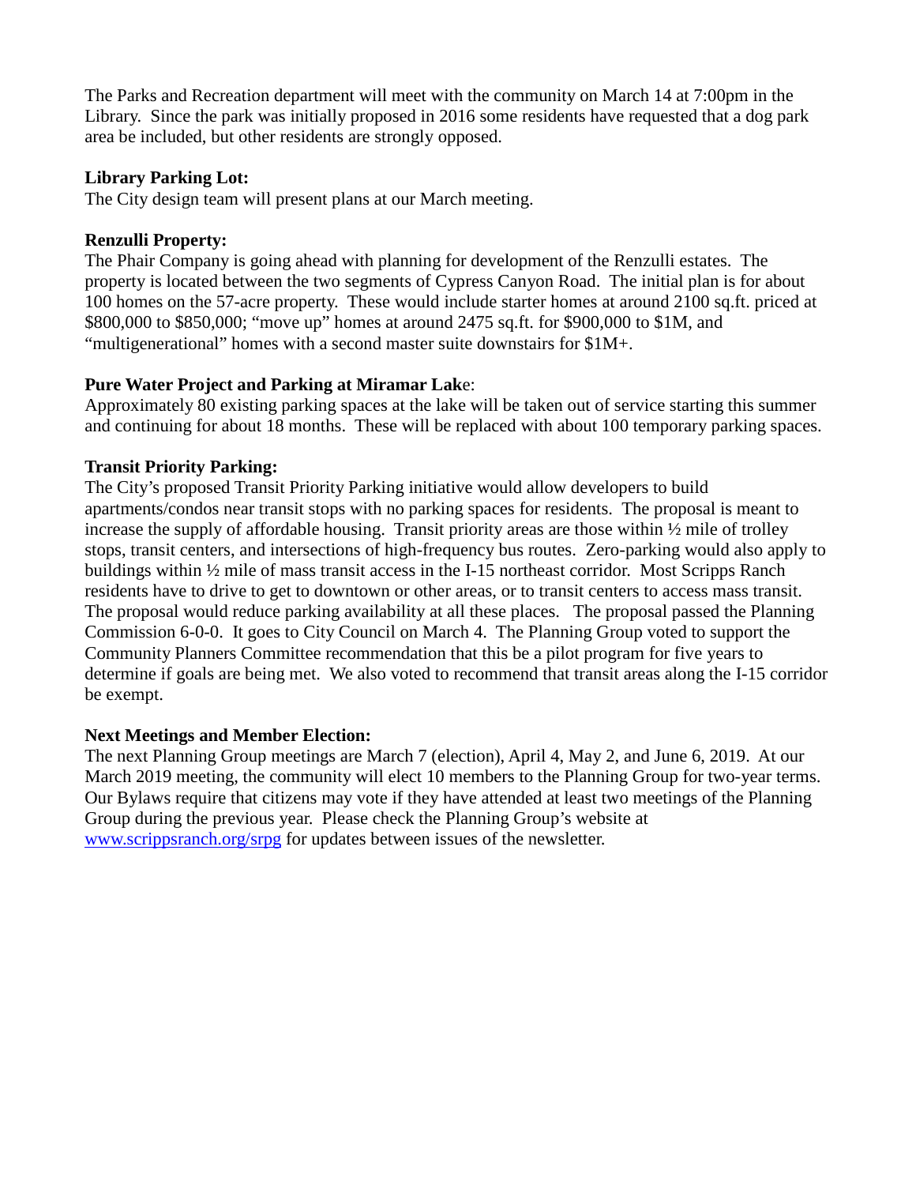The Parks and Recreation department will meet with the community on March 14 at 7:00pm in the Library. Since the park was initially proposed in 2016 some residents have requested that a dog park area be included, but other residents are strongly opposed.

**Library Parking Lot:**
The City design team will present plans at our March meeting.

**Renzulli Property:**
The Phair Company is going ahead with planning for development of the Renzulli estates. The property is located between the two segments of Cypress Canyon Road. The initial plan is for about 100 homes on the 57-acre property. These would include starter homes at around 2100 sq.ft. priced at $800,000 to $850,000; "move up" homes at around 2475 sq.ft. for $900,000 to $1M, and "multigenerational" homes with a second master suite downstairs for $1M+.

**Pure Water Project and Parking at Miramar Lak**e:
Approximately 80 existing parking spaces at the lake will be taken out of service starting this summer and continuing for about 18 months. These will be replaced with about 100 temporary parking spaces.

**Transit Priority Parking:**
The City's proposed Transit Priority Parking initiative would allow developers to build apartments/condos near transit stops with no parking spaces for residents. The proposal is meant to increase the supply of affordable housing. Transit priority areas are those within ½ mile of trolley stops, transit centers, and intersections of high-frequency bus routes. Zero-parking would also apply to buildings within ½ mile of mass transit access in the I-15 northeast corridor. Most Scripps Ranch residents have to drive to get to downtown or other areas, or to transit centers to access mass transit. The proposal would reduce parking availability at all these places. The proposal passed the Planning Commission 6-0-0. It goes to City Council on March 4. The Planning Group voted to support the Community Planners Committee recommendation that this be a pilot program for five years to determine if goals are being met. We also voted to recommend that transit areas along the I-15 corridor be exempt.

**Next Meetings and Member Election:**
The next Planning Group meetings are March 7 (election), April 4, May 2, and June 6, 2019. At our March 2019 meeting, the community will elect 10 members to the Planning Group for two-year terms. Our Bylaws require that citizens may vote if they have attended at least two meetings of the Planning Group during the previous year. Please check the Planning Group's website at [www.scrippsranch.org/srpg](www.scrippsranch.org/srpg) for updates between issues of the newsletter.